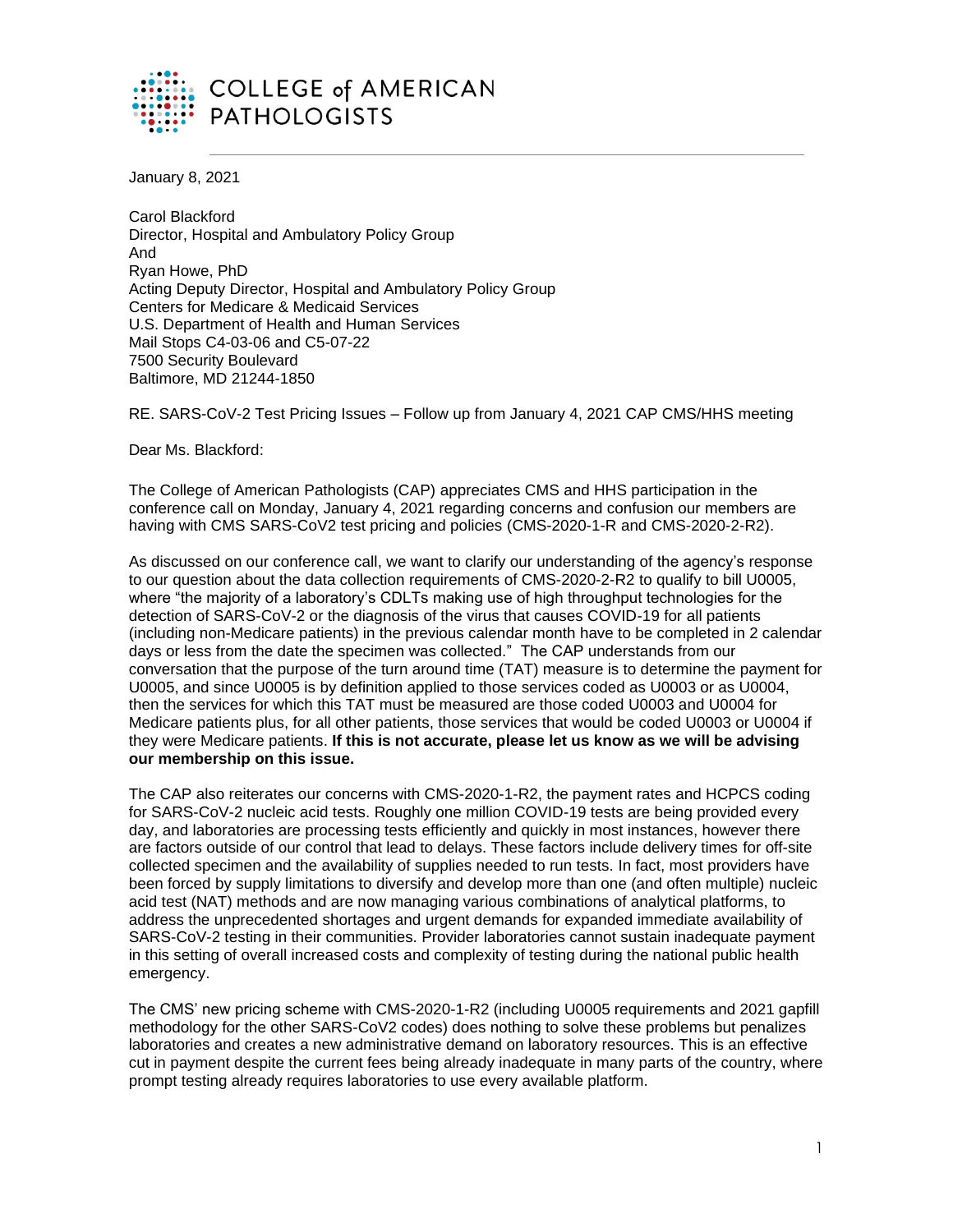# COLLEGE of AMERICAN PATHOLOGISTS

January 8, 2021

Carol Blackford
Director, Hospital and Ambulatory Policy Group
And
Ryan Howe, PhD
Acting Deputy Director, Hospital and Ambulatory Policy Group
Centers for Medicare & Medicaid Services
U.S. Department of Health and Human Services
Mail Stops C4-03-06 and C5-07-22
7500 Security Boulevard
Baltimore, MD 21244-1850

RE. SARS-CoV-2 Test Pricing Issues – Follow up from January 4, 2021 CAP CMS/HHS meeting

Dear Ms. Blackford:

The College of American Pathologists (CAP) appreciates CMS and HHS participation in the conference call on Monday, January 4, 2021 regarding concerns and confusion our members are having with CMS SARS-CoV2 test pricing and policies (CMS-2020-1-R and CMS-2020-2-R2).

As discussed on our conference call, we want to clarify our understanding of the agency's response to our question about the data collection requirements of CMS-2020-2-R2 to qualify to bill U0005, where "the majority of a laboratory's CDLTs making use of high throughput technologies for the detection of SARS-CoV-2 or the diagnosis of the virus that causes COVID-19 for all patients (including non-Medicare patients) in the previous calendar month have to be completed in 2 calendar days or less from the date the specimen was collected." The CAP understands from our conversation that the purpose of the turn around time (TAT) measure is to determine the payment for U0005, and since U0005 is by definition applied to those services coded as U0003 or as U0004, then the services for which this TAT must be measured are those coded U0003 and U0004 for Medicare patients plus, for all other patients, those services that would be coded U0003 or U0004 if they were Medicare patients. **If this is not accurate, please let us know as we will be advising our membership on this issue.**

The CAP also reiterates our concerns with CMS-2020-1-R2, the payment rates and HCPCS coding for SARS-CoV-2 nucleic acid tests. Roughly one million COVID-19 tests are being provided every day, and laboratories are processing tests efficiently and quickly in most instances, however there are factors outside of our control that lead to delays. These factors include delivery times for off-site collected specimen and the availability of supplies needed to run tests. In fact, most providers have been forced by supply limitations to diversify and develop more than one (and often multiple) nucleic acid test (NAT) methods and are now managing various combinations of analytical platforms, to address the unprecedented shortages and urgent demands for expanded immediate availability of SARS-CoV-2 testing in their communities. Provider laboratories cannot sustain inadequate payment in this setting of overall increased costs and complexity of testing during the national public health emergency.

The CMS' new pricing scheme with CMS-2020-1-R2 (including U0005 requirements and 2021 gapfill methodology for the other SARS-CoV2 codes) does nothing to solve these problems but penalizes laboratories and creates a new administrative demand on laboratory resources. This is an effective cut in payment despite the current fees being already inadequate in many parts of the country, where prompt testing already requires laboratories to use every available platform.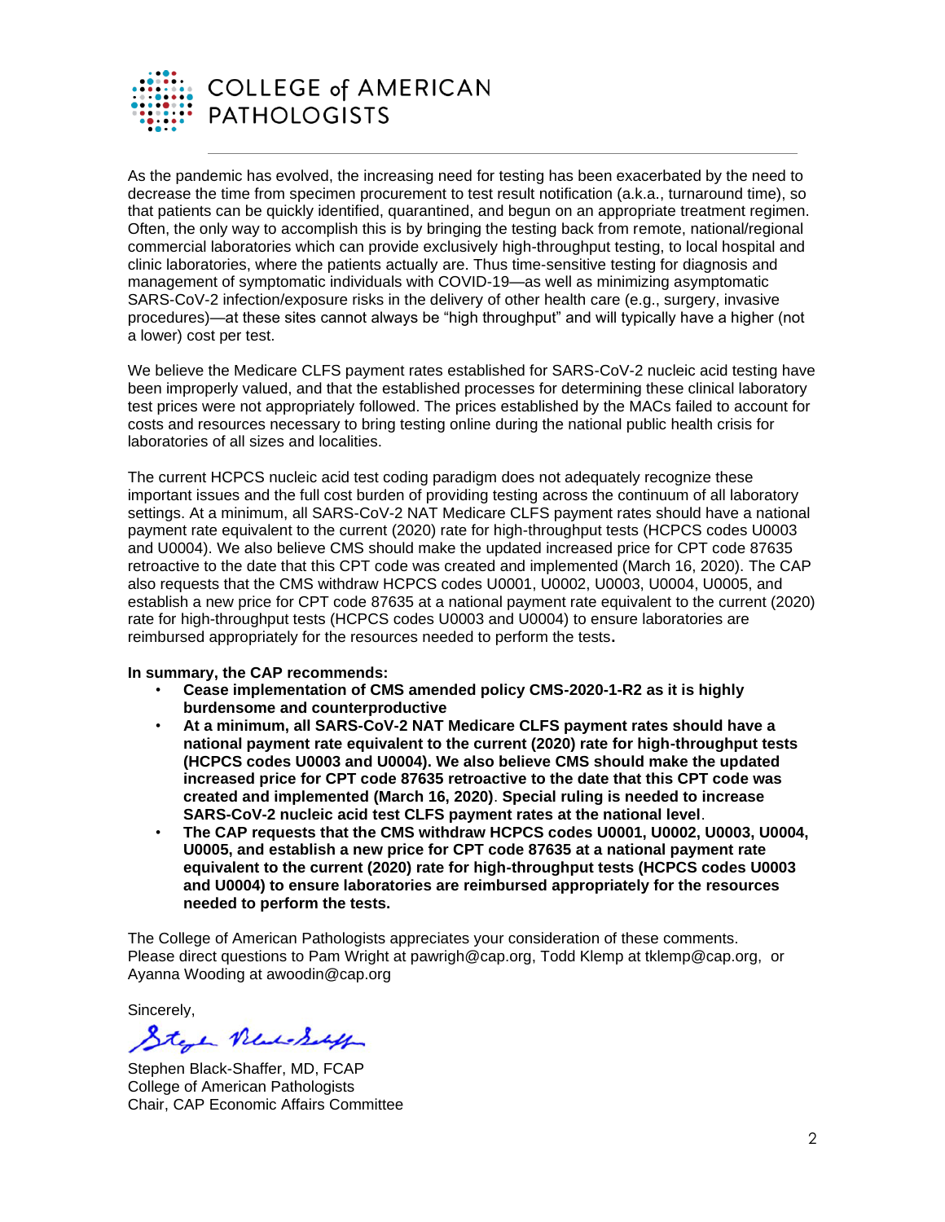As the pandemic has evolved, the increasing need for testing has been exacerbated by the need to decrease the time from specimen procurement to test result notification (a.k.a., turnaround time), so that patients can be quickly identified, quarantined, and begun on an appropriate treatment regimen. Often, the only way to accomplish this is by bringing the testing back from remote, national/regional commercial laboratories which can provide exclusively high-throughput testing, to local hospital and clinic laboratories, where the patients actually are. Thus time-sensitive testing for diagnosis and management of symptomatic individuals with COVID-19—as well as minimizing asymptomatic SARS-CoV-2 infection/exposure risks in the delivery of other health care (e.g., surgery, invasive procedures)—at these sites cannot always be “high throughput” and will typically have a higher (not a lower) cost per test.

We believe the Medicare CLFS payment rates established for SARS-CoV-2 nucleic acid testing have been improperly valued, and that the established processes for determining these clinical laboratory test prices were not appropriately followed. The prices established by the MACs failed to account for costs and resources necessary to bring testing online during the national public health crisis for laboratories of all sizes and localities.

The current HCPCS nucleic acid test coding paradigm does not adequately recognize these important issues and the full cost burden of providing testing across the continuum of all laboratory settings. At a minimum, all SARS-CoV-2 NAT Medicare CLFS payment rates should have a national payment rate equivalent to the current (2020) rate for high-throughput tests (HCPCS codes U0003 and U0004). We also believe CMS should make the updated increased price for CPT code 87635 retroactive to the date that this CPT code was created and implemented (March 16, 2020). The CAP also requests that the CMS withdraw HCPCS codes U0001, U0002, U0003, U0004, U0005, and establish a new price for CPT code 87635 at a national payment rate equivalent to the current (2020) rate for high-throughput tests (HCPCS codes U0003 and U0004) to ensure laboratories are reimbursed appropriately for the resources needed to perform the tests**.**

**In summary, the CAP recommends:**

- **Cease implementation of CMS amended policy CMS-2020-1-R2 as it is highly burdensome and counterproductive**
- **At a minimum, all SARS-CoV-2 NAT Medicare CLFS payment rates should have a national payment rate equivalent to the current (2020) rate for high-throughput tests (HCPCS codes U0003 and U0004). We also believe CMS should make the updated increased price for CPT code 87635 retroactive to the date that this CPT code was created and implemented (March 16, 2020)**. **Special ruling is needed to increase SARS-CoV-2 nucleic acid test CLFS payment rates at the national level**.
- **The CAP requests that the CMS withdraw HCPCS codes U0001, U0002, U0003, U0004, U0005, and establish a new price for CPT code 87635 at a national payment rate equivalent to the current (2020) rate for high-throughput tests (HCPCS codes U0003 and U0004) to ensure laboratories are reimbursed appropriately for the resources needed to perform the tests.**

The College of American Pathologists appreciates your consideration of these comments. Please direct questions to Pam Wright at pawrigh@cap.org, Todd Klemp at tklemp@cap.org, or Ayanna Wooding at awoodin@cap.org

Sincerely,

Stephen Black-Shaffer, MD, FCAP
College of American Pathologists
Chair, CAP Economic Affairs Committee